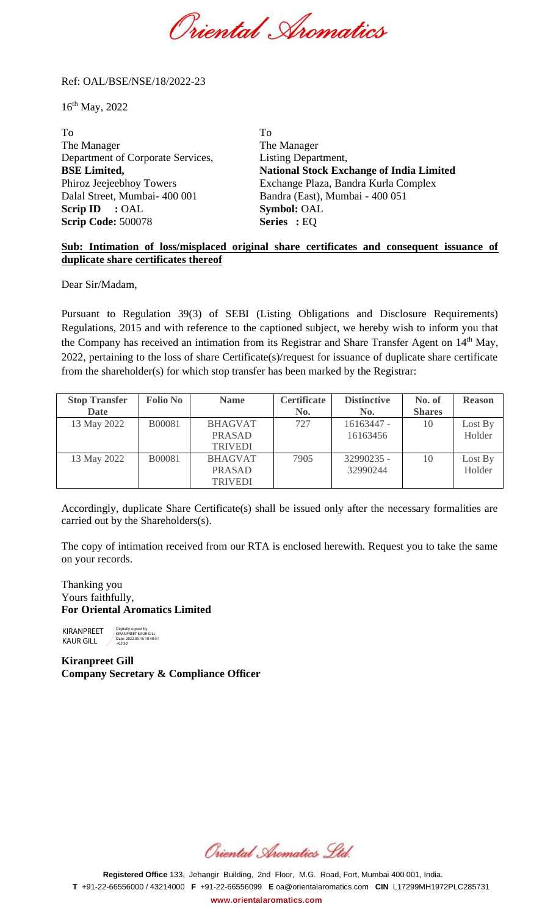Oriental Aromatics

Ref: OAL/BSE/NSE/18/2022-23

16th May, 2022

To
The Manager
Department of Corporate Services,
**BSE Limited,**
Phiroz Jeejeebhoy Towers
Dalal Street, Mumbai- 400 001
**Scrip ID :** OAL
**Scrip Code:** 500078

To
The Manager
Listing Department,
**National Stock Exchange of India Limited**
Exchange Plaza, Bandra Kurla Complex
Bandra (East), Mumbai - 400 051
**Symbol:** OAL
**Series :** EQ

**Sub: Intimation of loss/misplaced original share certificates and consequent issuance of duplicate share certificates thereof**

Dear Sir/Madam,

Pursuant to Regulation 39(3) of SEBI (Listing Obligations and Disclosure Requirements) Regulations, 2015 and with reference to the captioned subject, we hereby wish to inform you that the Company has received an intimation from its Registrar and Share Transfer Agent on 14th May, 2022, pertaining to the loss of share Certificate(s)/request for issuance of duplicate share certificate from the shareholder(s) for which stop transfer has been marked by the Registrar:

| Stop Transfer Date | Folio No | Name | Certificate No. | Distinctive No. | No. of Shares | Reason |
|---|---|---|---|---|---|---|
| 13 May 2022 | B00081 | BHAGVAT PRASAD TRIVEDI | 727 | 16163447 - 16163456 | 10 | Lost By Holder |
| 13 May 2022 | B00081 | BHAGVAT PRASAD TRIVEDI | 7905 | 32990235 - 32990244 | 10 | Lost By Holder |

Accordingly, duplicate Share Certificate(s) shall be issued only after the necessary formalities are carried out by the Shareholders(s).

The copy of intimation received from our RTA is enclosed herewith. Request you to take the same on your records.

Thanking you
Yours faithfully,
**For Oriental Aromatics Limited**

KIRANPREET KAUR GILL
Digitally signed by KIRANPREET KAUR GILL
Date: 2022.05.16 10:40:51 +05'30'

**Kiranpreet Gill**
**Company Secretary & Compliance Officer**

Oriental Aromatics Ltd.

**Registered Office** 133, Jehangir Building, 2nd Floor, M.G. Road, Fort, Mumbai 400 001, India.
**T** +91-22-66556000 / 43214000 **F** +91-22-66556099 **E** oa@orientalaromatics.com **CIN** L17299MH1972PLC285731
**www.orientalaromatics.com**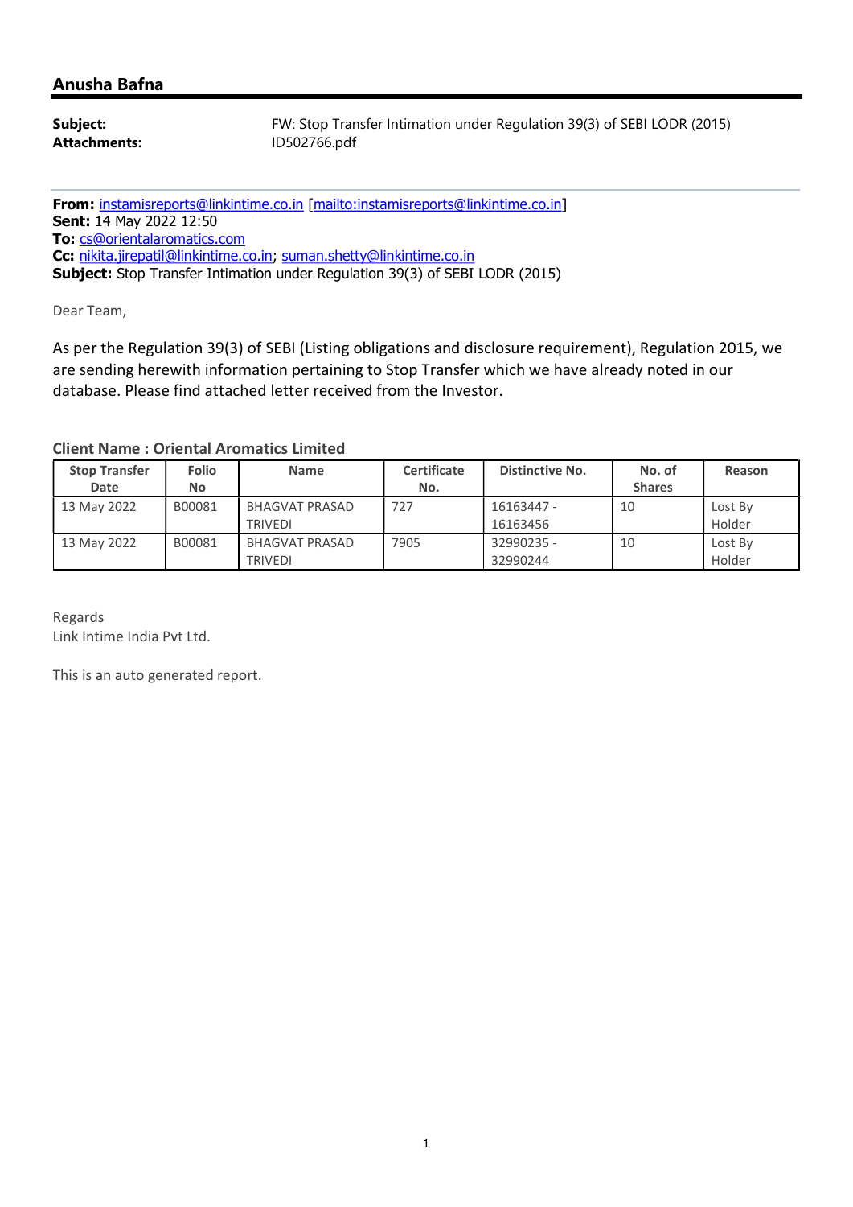## Anusha Bafna

**Subject:** FW: Stop Transfer Intimation under Regulation 39(3) of SEBI LODR (2015)
**Attachments:** ID502766.pdf

---

**From:** instamisreports@linkintime.co.in [mailto:instamisreports@linkintime.co.in]
**Sent:** 14 May 2022 12:50
**To:** cs@orientalaromatics.com
**Cc:** nikita.jirepatil@linkintime.co.in; suman.shetty@linkintime.co.in
**Subject:** Stop Transfer Intimation under Regulation 39(3) of SEBI LODR (2015)

Dear Team,

As per the Regulation 39(3) of SEBI (Listing obligations and disclosure requirement), Regulation 2015, we are sending herewith information pertaining to Stop Transfer which we have already noted in our database. Please find attached letter received from the Investor.

**Client Name : Oriental Aromatics Limited**

| Stop Transfer Date | Folio No | Name | Certificate No. | Distinctive No. | No. of Shares | Reason |
|---|---|---|---|---|---|---|
| 13 May 2022 | B00081 | BHAGVAT PRASAD TRIVEDI | 727 | 16163447 - 16163456 | 10 | Lost By Holder |
| 13 May 2022 | B00081 | BHAGVAT PRASAD TRIVEDI | 7905 | 32990235 - 32990244 | 10 | Lost By Holder |

Regards
Link Intime India Pvt Ltd.

This is an auto generated report.